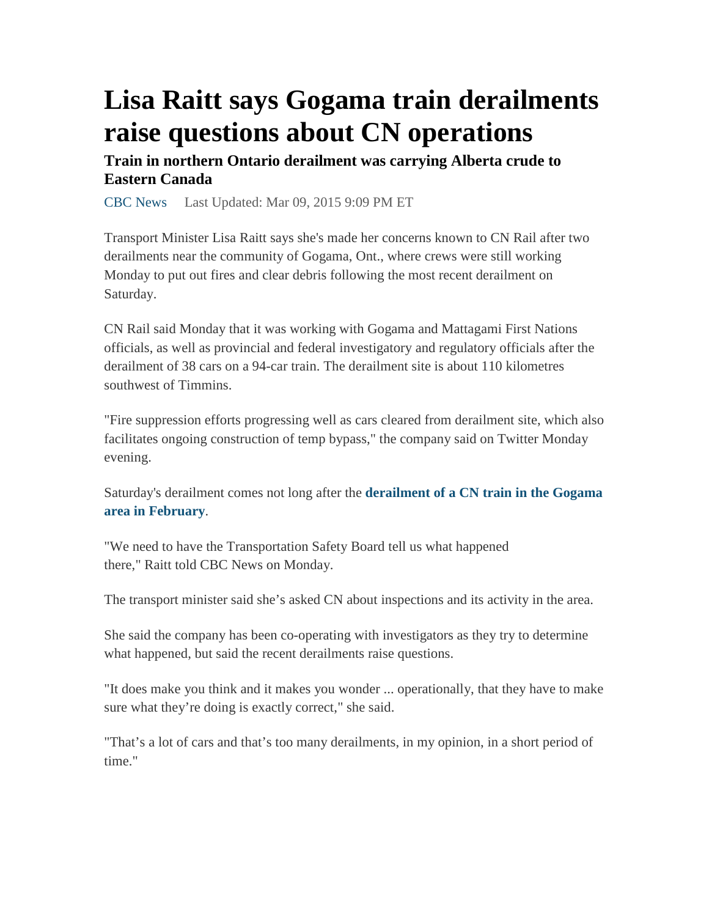# Lisa Raitt says Gogama train derailments raise questions about CN operations

### Train in northern Ontario derailment was carrying Alberta crude to Eastern Canada

CBC News Last Updated: Mar 09, 2015 9:09 PM ET

Transport Minister Lisa Raitt says she's made her concerns known to CN Rail after two derailments near the community of Gogama, Ont., where crews were still working Monday to put out fires and clear debris following the most recent derailment on Saturday.

CN Rail said Monday that it was working with Gogama and Mattagami First Nations officials, as well as provincial and federal investigatory and regulatory officials after the derailment of 38 cars on a 94-car train. The derailment site is about 110 kilometres southwest of Timmins.

"Fire suppression efforts progressing well as cars cleared from derailment site, which also facilitates ongoing construction of temp bypass," the company said on Twitter Monday evening.

Saturday's derailment comes not long after the **derailment of a CN train in the Gogama area in February**.

"We need to have the Transportation Safety Board tell us what happened there," Raitt told CBC News on Monday.

The transport minister said she's asked CN about inspections and its activity in the area.

She said the company has been co-operating with investigators as they try to determine what happened, but said the recent derailments raise questions.

"It does make you think and it makes you wonder ... operationally, that they have to make sure what they're doing is exactly correct," she said.

"That's a lot of cars and that's too many derailments, in my opinion, in a short period of time."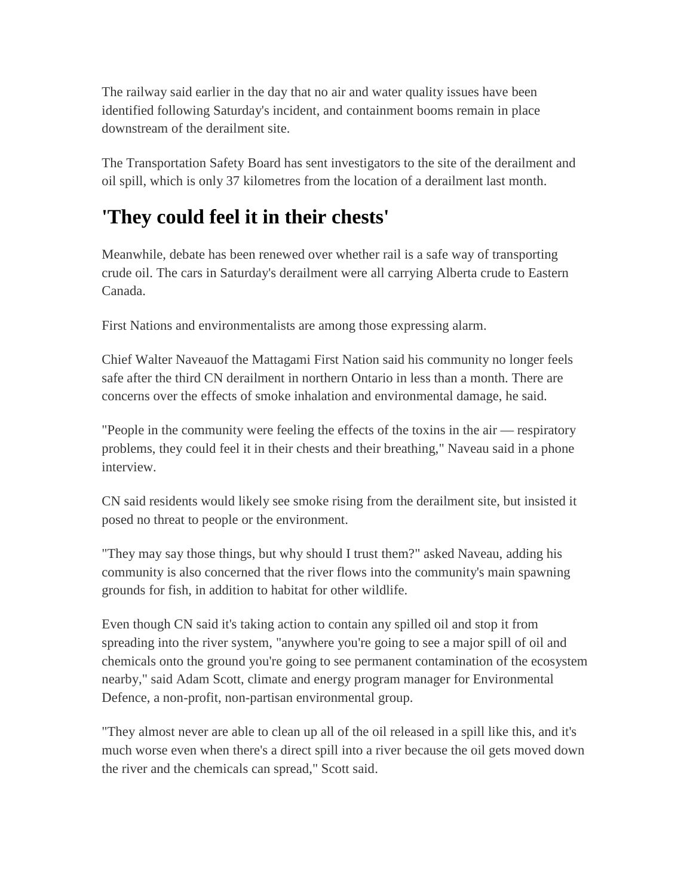The railway said earlier in the day that no air and water quality issues have been identified following Saturday's incident, and containment booms remain in place downstream of the derailment site.

The Transportation Safety Board has sent investigators to the site of the derailment and oil spill, which is only 37 kilometres from the location of a derailment last month.

## 'They could feel it in their chests'

Meanwhile, debate has been renewed over whether rail is a safe way of transporting crude oil. The cars in Saturday's derailment were all carrying Alberta crude to Eastern Canada.

First Nations and environmentalists are among those expressing alarm.

Chief Walter Naveauof the Mattagami First Nation said his community no longer feels safe after the third CN derailment in northern Ontario in less than a month. There are concerns over the effects of smoke inhalation and environmental damage, he said.

"People in the community were feeling the effects of the toxins in the air — respiratory problems, they could feel it in their chests and their breathing," Naveau said in a phone interview.

CN said residents would likely see smoke rising from the derailment site, but insisted it posed no threat to people or the environment.

"They may say those things, but why should I trust them?" asked Naveau, adding his community is also concerned that the river flows into the community's main spawning grounds for fish, in addition to habitat for other wildlife.

Even though CN said it's taking action to contain any spilled oil and stop it from spreading into the river system, "anywhere you're going to see a major spill of oil and chemicals onto the ground you're going to see permanent contamination of the ecosystem nearby," said Adam Scott, climate and energy program manager for Environmental Defence, a non-profit, non-partisan environmental group.

"They almost never are able to clean up all of the oil released in a spill like this, and it's much worse even when there's a direct spill into a river because the oil gets moved down the river and the chemicals can spread," Scott said.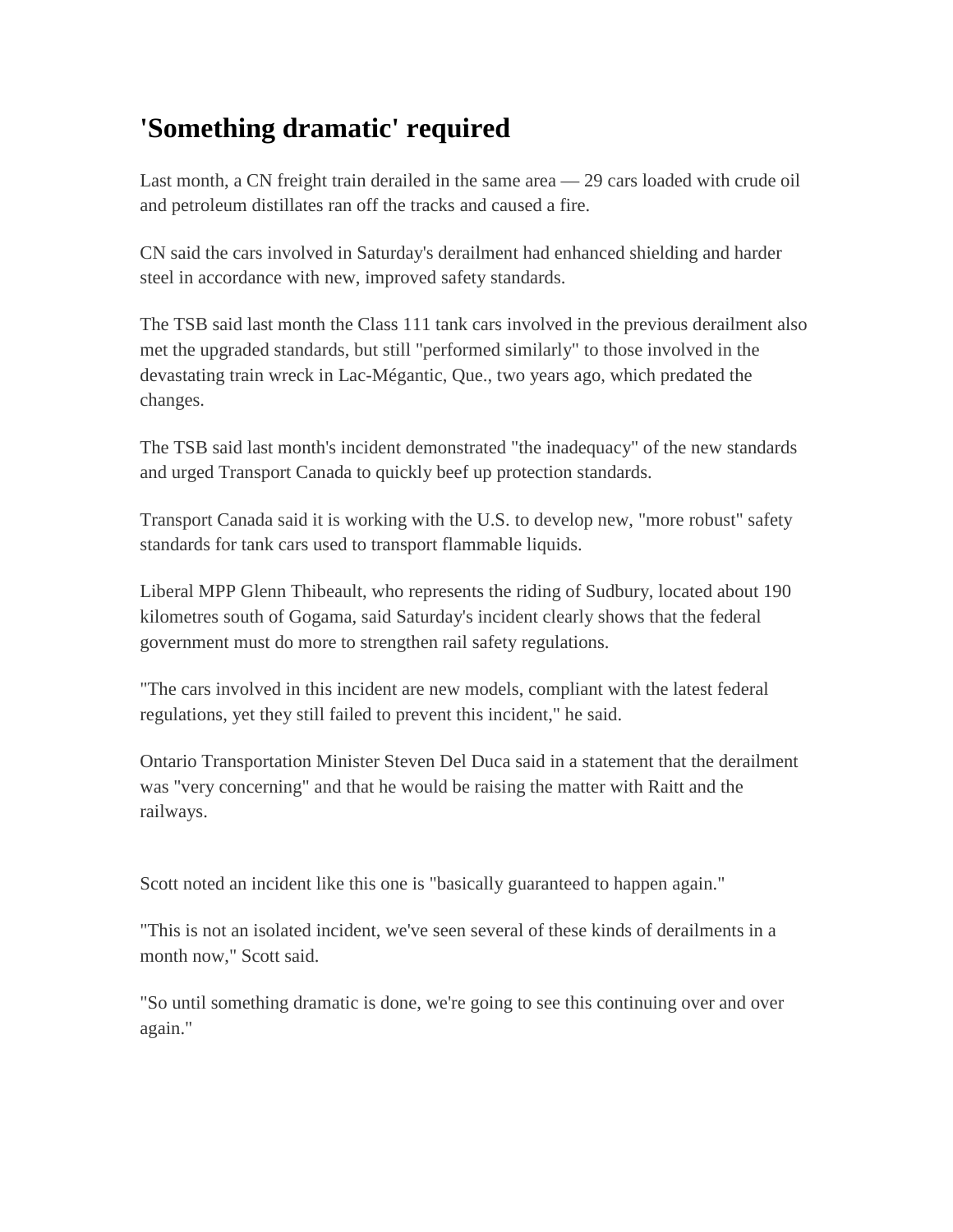## 'Something dramatic' required

Last month, a CN freight train derailed in the same area — 29 cars loaded with crude oil and petroleum distillates ran off the tracks and caused a fire.

CN said the cars involved in Saturday's derailment had enhanced shielding and harder steel in accordance with new, improved safety standards.

The TSB said last month the Class 111 tank cars involved in the previous derailment also met the upgraded standards, but still "performed similarly" to those involved in the devastating train wreck in Lac-Mégantic, Que., two years ago, which predated the changes.

The TSB said last month's incident demonstrated "the inadequacy" of the new standards and urged Transport Canada to quickly beef up protection standards.

Transport Canada said it is working with the U.S. to develop new, "more robust" safety standards for tank cars used to transport flammable liquids.

Liberal MPP Glenn Thibeault, who represents the riding of Sudbury, located about 190 kilometres south of Gogama, said Saturday's incident clearly shows that the federal government must do more to strengthen rail safety regulations.

"The cars involved in this incident are new models, compliant with the latest federal regulations, yet they still failed to prevent this incident," he said.

Ontario Transportation Minister Steven Del Duca said in a statement that the derailment was "very concerning" and that he would be raising the matter with Raitt and the railways.

Scott noted an incident like this one is "basically guaranteed to happen again."

"This is not an isolated incident, we've seen several of these kinds of derailments in a month now," Scott said.

"So until something dramatic is done, we're going to see this continuing over and over again."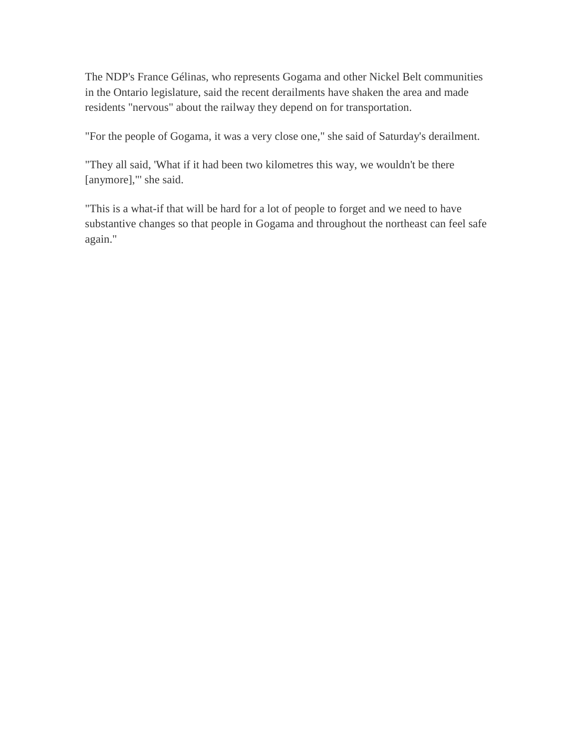The NDP's France Gélinas, who represents Gogama and other Nickel Belt communities in the Ontario legislature, said the recent derailments have shaken the area and made residents "nervous" about the railway they depend on for transportation.

"For the people of Gogama, it was a very close one," she said of Saturday's derailment.

"They all said, 'What if it had been two kilometres this way, we wouldn't be there [anymore],'" she said.

"This is a what-if that will be hard for a lot of people to forget and we need to have substantive changes so that people in Gogama and throughout the northeast can feel safe again."